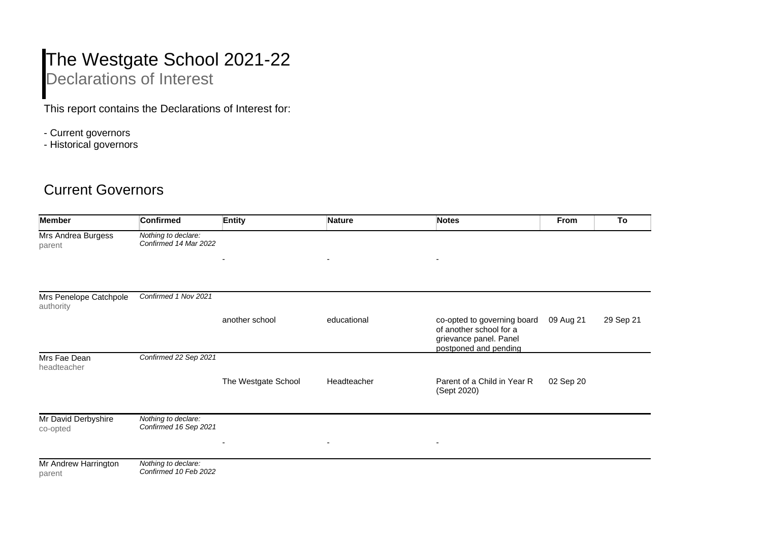# The Westgate School 2021-22

## Declarations of Interest

This report contains the Declarations of Interest for:

- Current governors
- Historical governors

## Current Governors

| Member | Confirmed | Entity | Nature | Notes | From | To |
|---|---|---|---|---|---|---|
| Mrs Andrea Burgess<br>parent | *Nothing to declare:*<br>*Confirmed 14 Mar 2022* | - | - | - | | |
| Mrs Penelope Catchpole<br>authority | *Confirmed 1 Nov 2021* | another school | educational | co-opted to governing board of another school for a grievance panel. Panel postponed and pending | 09 Aug 21 | 29 Sep 21 |
| Mrs Fae Dean<br>headteacher | *Confirmed 22 Sep 2021* | The Westgate School | Headteacher | Parent of a Child in Year R (Sept 2020) | 02 Sep 20 | |
| Mr David Derbyshire<br>co-opted | *Nothing to declare:*<br>*Confirmed 16 Sep 2021* | - | - | - | | |
| Mr Andrew Harrington<br>parent | *Nothing to declare:*<br>*Confirmed 10 Feb 2022* | | | | | |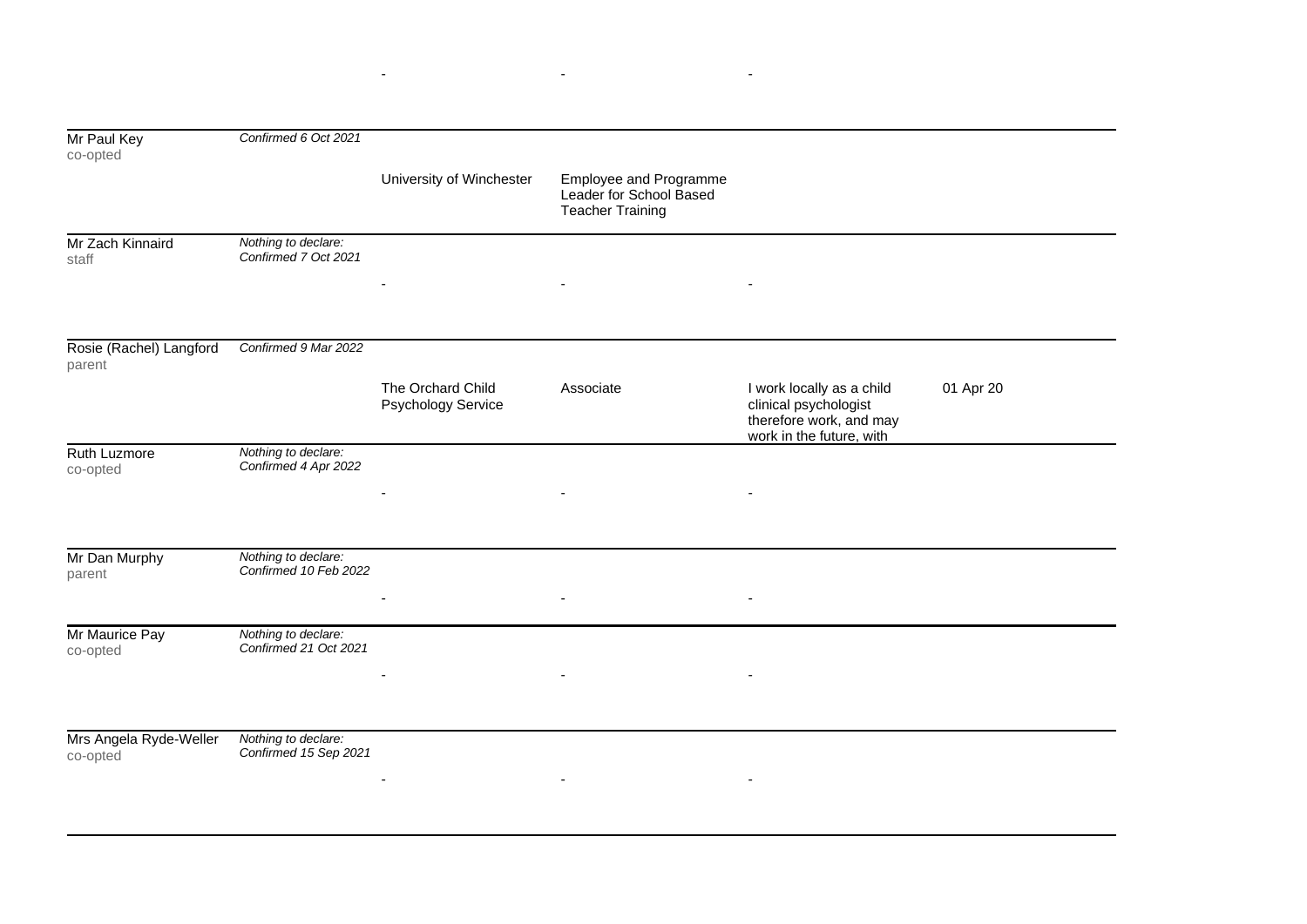| | | | | | |
|---|---|---|---|---|---|
| | | - | - | - | |
| Mr Paul Key<br>co-opted | *Confirmed 6 Oct 2021* | | | | |
| | | University of Winchester | Employee and Programme Leader for School Based Teacher Training | | |
| Mr Zach Kinnaird<br>staff | *Nothing to declare: Confirmed 7 Oct 2021* | | | | |
| | | - | - | - | |
| Rosie (Rachel) Langford<br>parent | *Confirmed 9 Mar 2022* | | | | |
| | | The Orchard Child Psychology Service | Associate | I work locally as a child clinical psychologist therefore work, and may work in the future, with | 01 Apr 20 |
| Ruth Luzmore<br>co-opted | *Nothing to declare: Confirmed 4 Apr 2022* | | | | |
| | | - | - | - | |
| Mr Dan Murphy<br>parent | *Nothing to declare: Confirmed 10 Feb 2022* | | | | |
| | | - | - | - | |
| Mr Maurice Pay<br>co-opted | *Nothing to declare: Confirmed 21 Oct 2021* | | | | |
| | | - | - | - | |
| Mrs Angela Ryde-Weller<br>co-opted | *Nothing to declare: Confirmed 15 Sep 2021* | | | | |
| | | - | - | - | |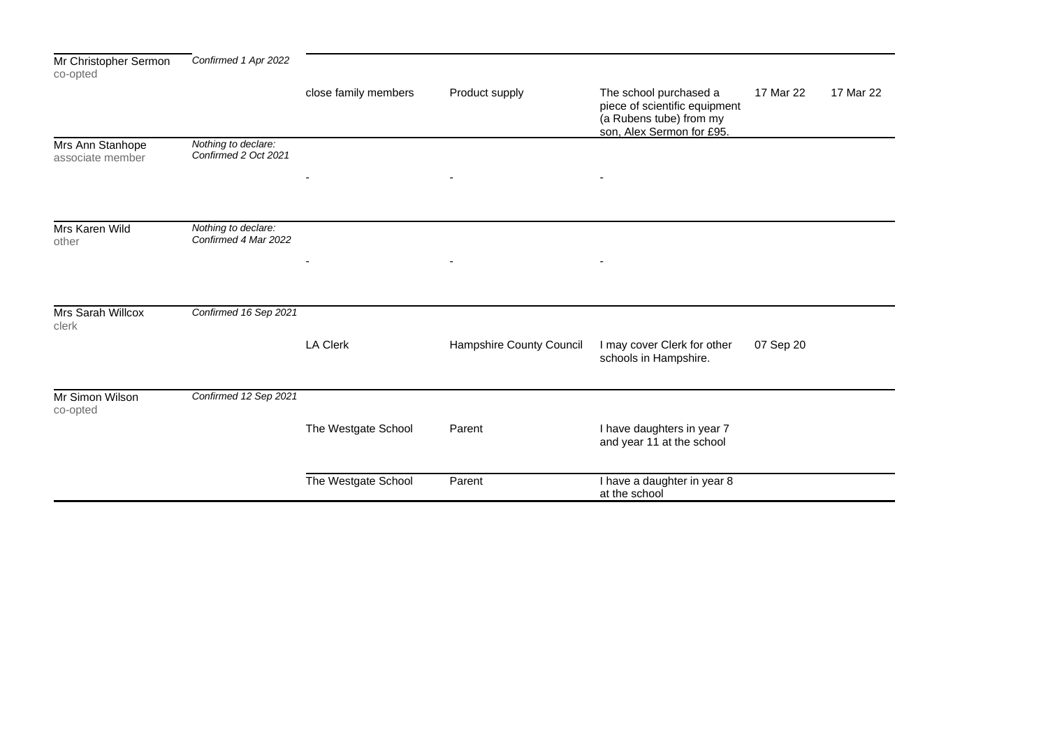| | | | | | | |
|---|---|---|---|---|---|---|
| Mr Christopher Sermon<br>co-opted | *Confirmed 1 Apr 2022* | | | | | |
| | | close family members | Product supply | The school purchased a piece of scientific equipment (a Rubens tube) from my son, Alex Sermon for £95. | 17 Mar 22 | 17 Mar 22 |
| Mrs Ann Stanhope<br>associate member | *Nothing to declare:*<br>*Confirmed 2 Oct 2021* | | | | | |
| | | - | - | - | | |
| Mrs Karen Wild<br>other | *Nothing to declare:*<br>*Confirmed 4 Mar 2022* | | | | | |
| | | - | - | - | | |
| Mrs Sarah Willcox<br>clerk | *Confirmed 16 Sep 2021* | | | | | |
| | | LA Clerk | Hampshire County Council | I may cover Clerk for other schools in Hampshire. | 07 Sep 20 | |
| Mr Simon Wilson<br>co-opted | *Confirmed 12 Sep 2021* | | | | | |
| | | The Westgate School | Parent | I have daughters in year 7 and year 11 at the school | | |
| | | The Westgate School | Parent | I have a daughter in year 8 at the school | | |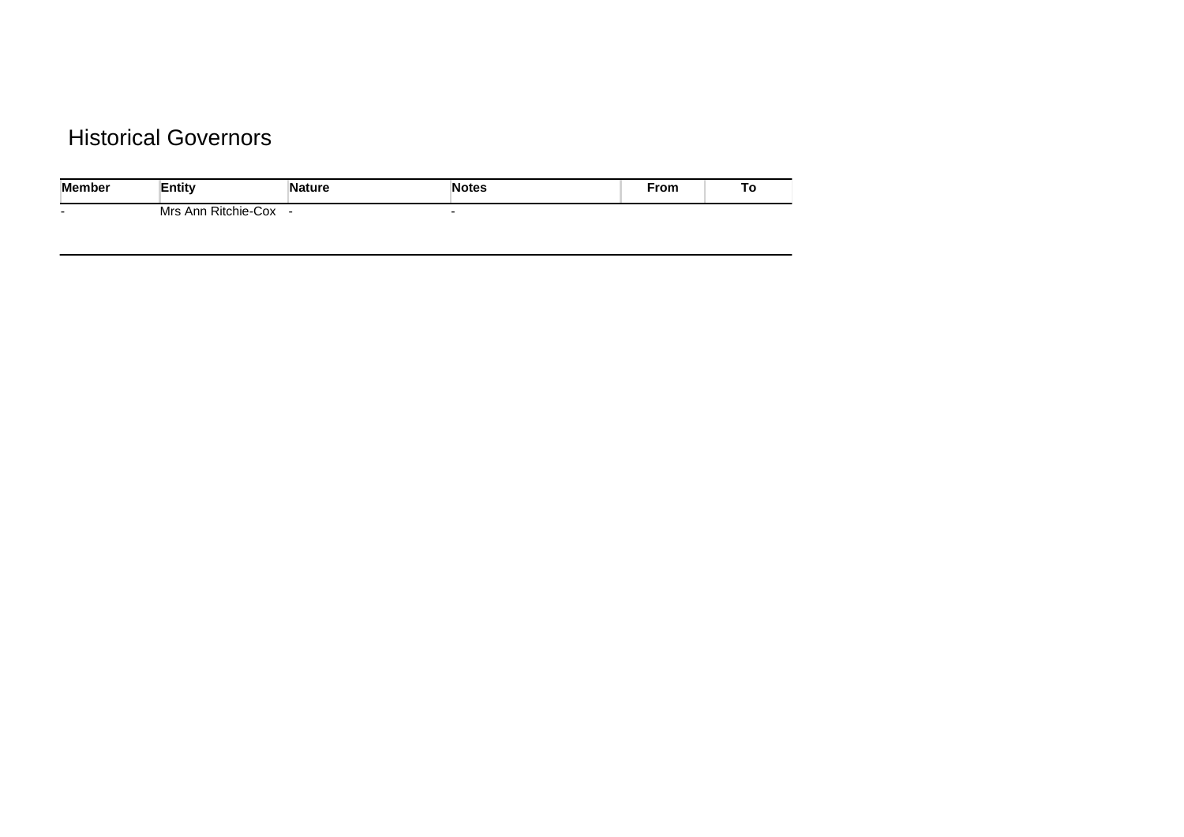## Historical Governors

| Member | Entity | Nature | Notes | From | To |
|---|---|---|---|---|---|
| - | Mrs Ann Ritchie-Cox | - | - | | |